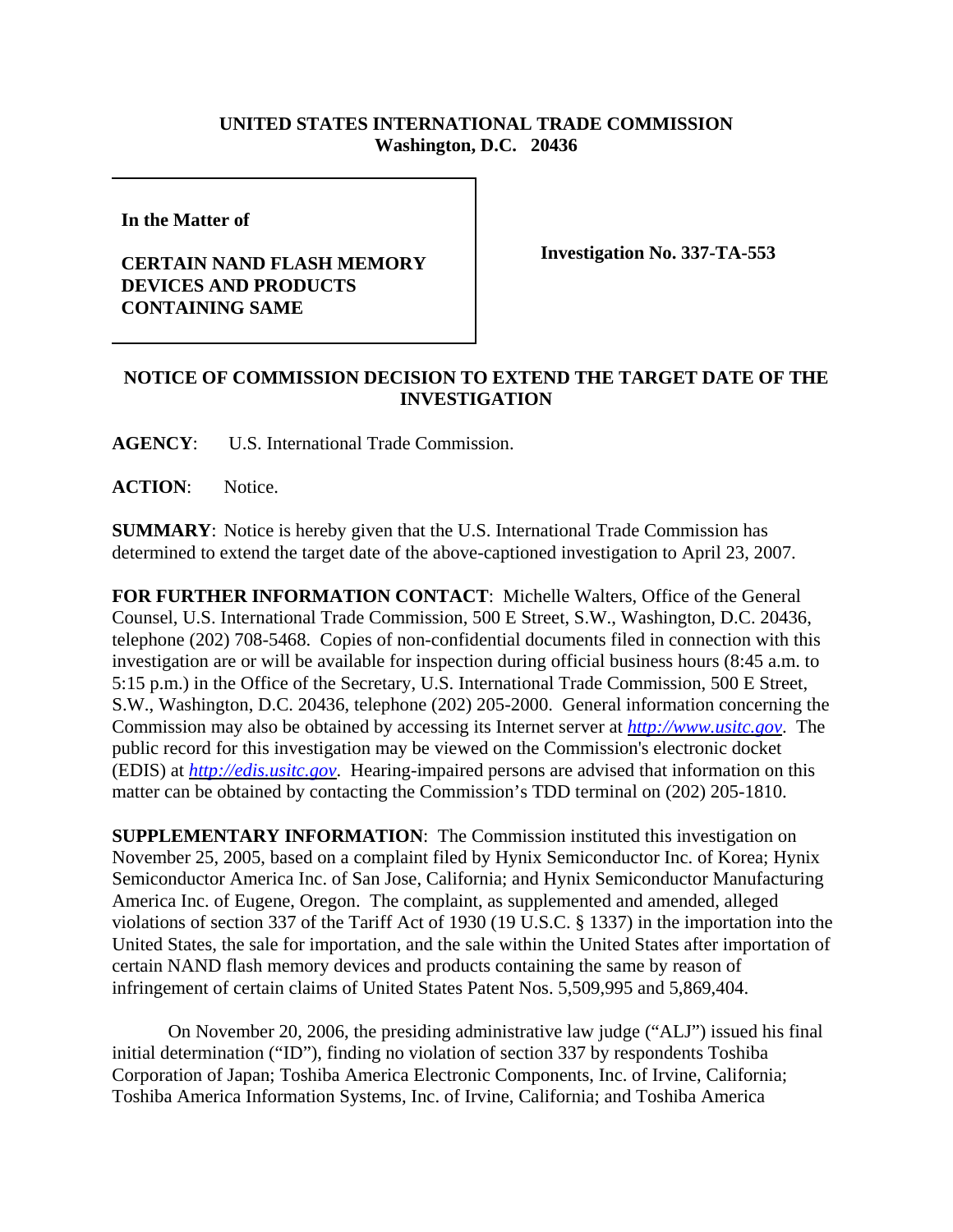**UNITED STATES INTERNATIONAL TRADE COMMISSION**
**Washington, D.C. 20436**

| In the Matter of<br><br>**CERTAIN NAND FLASH MEMORY DEVICES AND PRODUCTS CONTAINING SAME** | **Investigation No. 337-TA-553** |
|---|---|

## NOTICE OF COMMISSION DECISION TO EXTEND THE TARGET DATE OF THE INVESTIGATION

**AGENCY**: U.S. International Trade Commission.

**ACTION**: Notice.

**SUMMARY**: Notice is hereby given that the U.S. International Trade Commission has determined to extend the target date of the above-captioned investigation to April 23, 2007.

**FOR FURTHER INFORMATION CONTACT**: Michelle Walters, Office of the General Counsel, U.S. International Trade Commission, 500 E Street, S.W., Washington, D.C. 20436, telephone (202) 708-5468. Copies of non-confidential documents filed in connection with this investigation are or will be available for inspection during official business hours (8:45 a.m. to 5:15 p.m.) in the Office of the Secretary, U.S. International Trade Commission, 500 E Street, S.W., Washington, D.C. 20436, telephone (202) 205-2000. General information concerning the Commission may also be obtained by accessing its Internet server at *http://www.usitc.gov*. The public record for this investigation may be viewed on the Commission's electronic docket (EDIS) at *http://edis.usitc.gov*. Hearing-impaired persons are advised that information on this matter can be obtained by contacting the Commission's TDD terminal on (202) 205-1810.

**SUPPLEMENTARY INFORMATION**: The Commission instituted this investigation on November 25, 2005, based on a complaint filed by Hynix Semiconductor Inc. of Korea; Hynix Semiconductor America Inc. of San Jose, California; and Hynix Semiconductor Manufacturing America Inc. of Eugene, Oregon. The complaint, as supplemented and amended, alleged violations of section 337 of the Tariff Act of 1930 (19 U.S.C. § 1337) in the importation into the United States, the sale for importation, and the sale within the United States after importation of certain NAND flash memory devices and products containing the same by reason of infringement of certain claims of United States Patent Nos. 5,509,995 and 5,869,404.

On November 20, 2006, the presiding administrative law judge ("ALJ") issued his final initial determination ("ID"), finding no violation of section 337 by respondents Toshiba Corporation of Japan; Toshiba America Electronic Components, Inc. of Irvine, California; Toshiba America Information Systems, Inc. of Irvine, California; and Toshiba America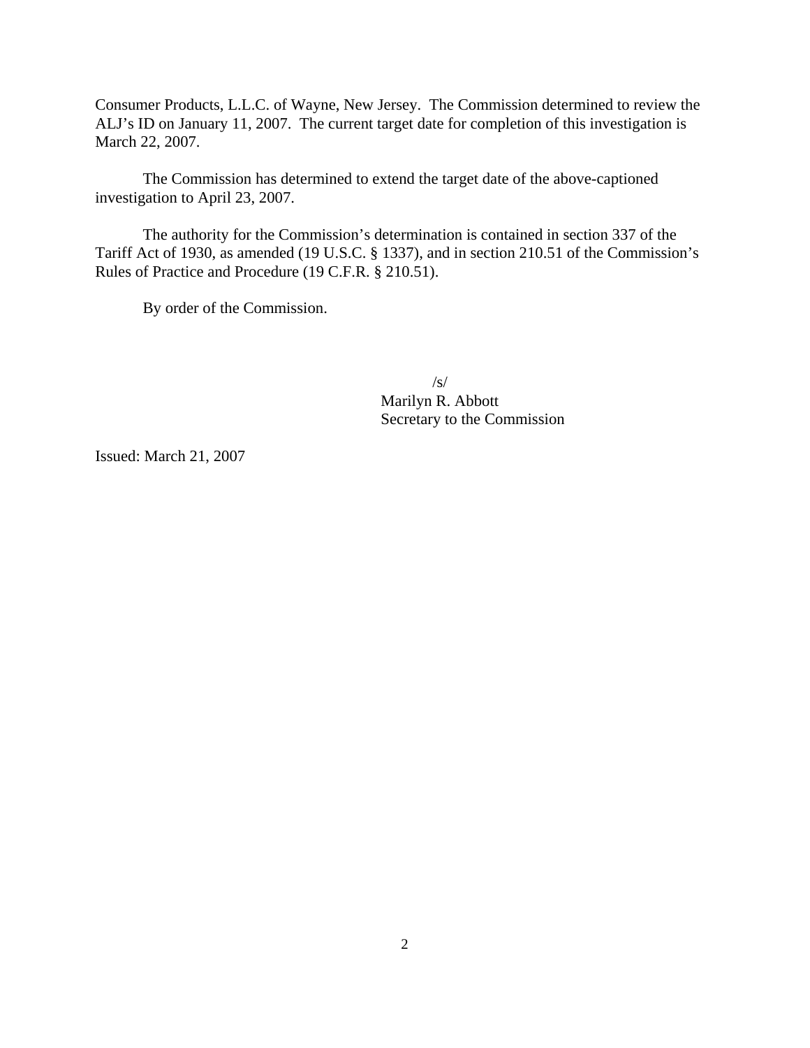Consumer Products, L.L.C. of Wayne, New Jersey. The Commission determined to review the ALJ's ID on January 11, 2007. The current target date for completion of this investigation is March 22, 2007.

The Commission has determined to extend the target date of the above-captioned investigation to April 23, 2007.

The authority for the Commission's determination is contained in section 337 of the Tariff Act of 1930, as amended (19 U.S.C. § 1337), and in section 210.51 of the Commission's Rules of Practice and Procedure (19 C.F.R. § 210.51).

By order of the Commission.

/s/
Marilyn R. Abbott
Secretary to the Commission

Issued: March 21, 2007